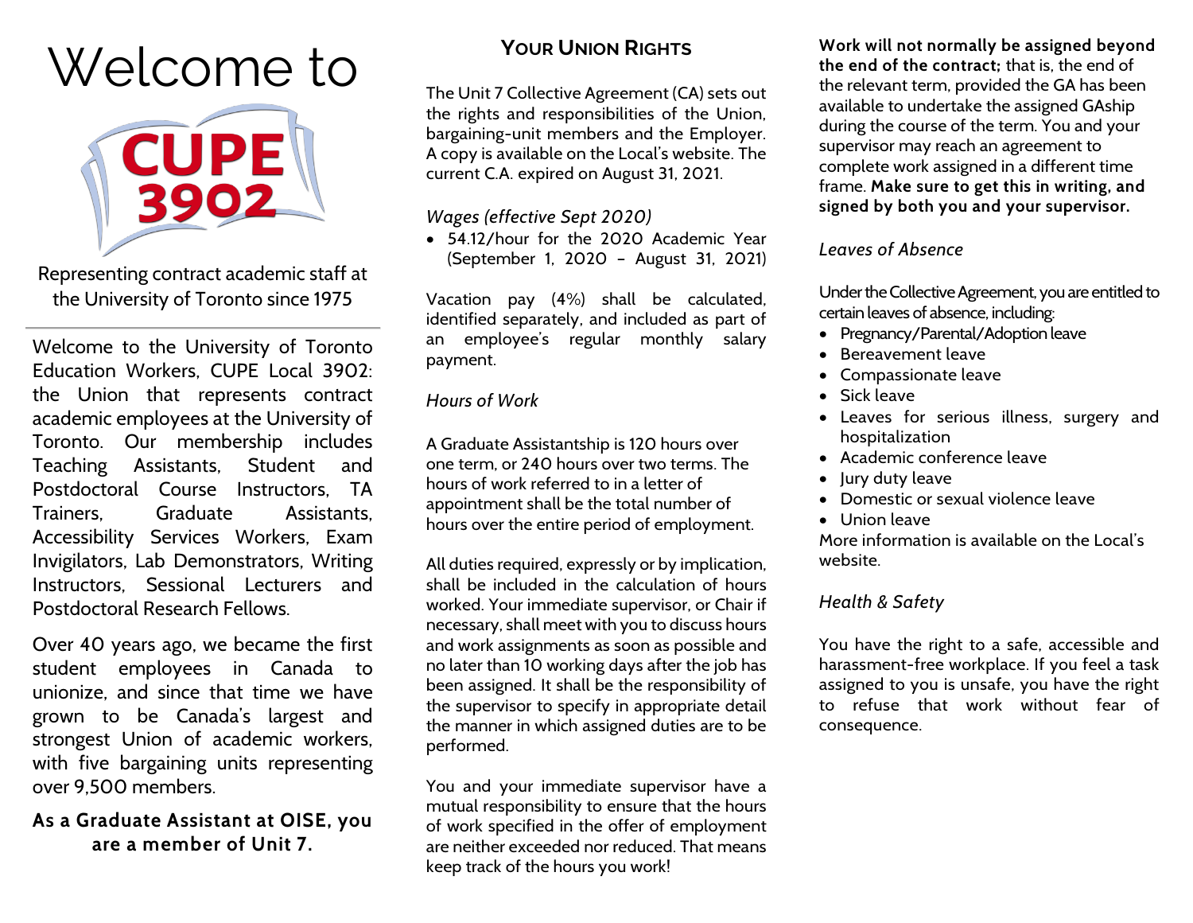# Welcome to CUPE 3902

Representing contract academic staff at the University of Toronto since 1975

Welcome to the University of Toronto Education Workers, CUPE Local 3902: the Union that represents contract academic employees at the University of Toronto. Our membership includes Teaching Assistants, Student and Postdoctoral Course Instructors, TA Trainers, Graduate Assistants, Accessibility Services Workers, Exam Invigilators, Lab Demonstrators, Writing Instructors, Sessional Lecturers and Postdoctoral Research Fellows.

Over 40 years ago, we became the first student employees in Canada to unionize, and since that time we have grown to be Canada's largest and strongest Union of academic workers, with five bargaining units representing over 9,500 members.

**As a Graduate Assistant at OISE, you are a member of Unit 7.**

## Your Union Rights

The Unit 7 Collective Agreement (CA) sets out the rights and responsibilities of the Union, bargaining-unit members and the Employer. A copy is available on the Local's website. The current C.A. expired on August 31, 2021.

### *Wages (effective Sept 2020)*

- 54.12/hour for the 2020 Academic Year (September 1, 2020 – August 31, 2021)

Vacation pay (4%) shall be calculated, identified separately, and included as part of an employee's regular monthly salary payment.

### *Hours of Work*

A Graduate Assistantship is 120 hours over one term, or 240 hours over two terms. The hours of work referred to in a letter of appointment shall be the total number of hours over the entire period of employment.

All duties required, expressly or by implication, shall be included in the calculation of hours worked. Your immediate supervisor, or Chair if necessary, shall meet with you to discuss hours and work assignments as soon as possible and no later than 10 working days after the job has been assigned. It shall be the responsibility of the supervisor to specify in appropriate detail the manner in which assigned duties are to be performed.

You and your immediate supervisor have a mutual responsibility to ensure that the hours of work specified in the offer of employment are neither exceeded nor reduced. That means keep track of the hours you work!

**Work will not normally be assigned beyond the end of the contract;** that is, the end of the relevant term, provided the GA has been available to undertake the assigned GAship during the course of the term. You and your supervisor may reach an agreement to complete work assigned in a different time frame. **Make sure to get this in writing, and signed by both you and your supervisor.**

### *Leaves of Absence*

Under the Collective Agreement, you are entitled to certain leaves of absence, including:

- Pregnancy/Parental/Adoption leave
- Bereavement leave
- Compassionate leave
- Sick leave
- Leaves for serious illness, surgery and hospitalization
- Academic conference leave
- Jury duty leave
- Domestic or sexual violence leave
- Union leave

More information is available on the Local's website.

### *Health & Safety*

You have the right to a safe, accessible and harassment-free workplace. If you feel a task assigned to you is unsafe, you have the right to refuse that work without fear of consequence.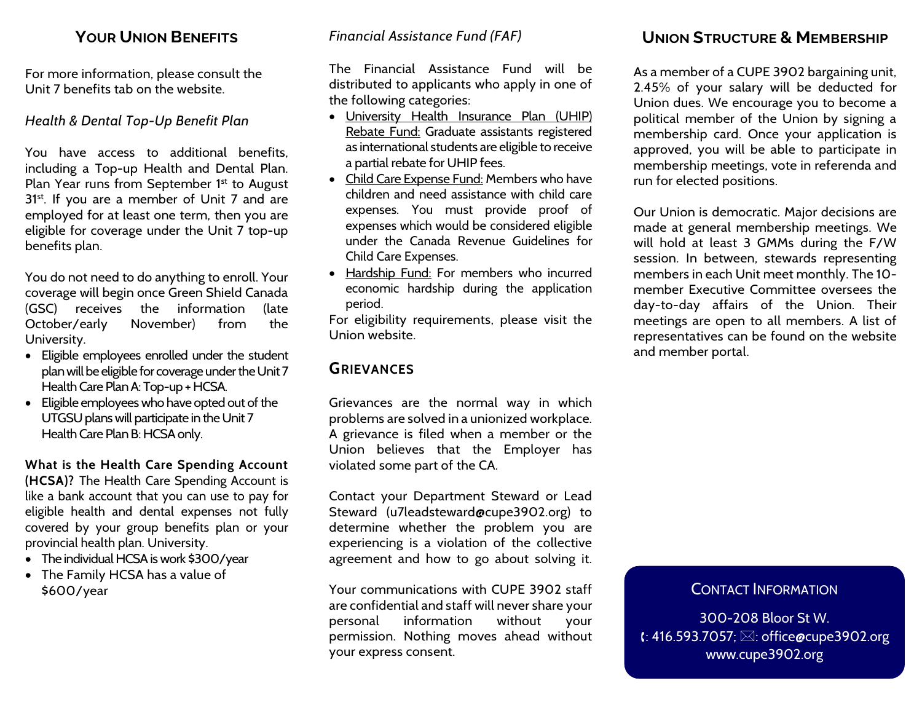## Your Union Benefits

For more information, please consult the Unit 7 benefits tab on the website.

### *Health & Dental Top-Up Benefit Plan*

You have access to additional benefits, including a Top-up Health and Dental Plan. Plan Year runs from September 1st to August 31st. If you are a member of Unit 7 and are employed for at least one term, then you are eligible for coverage under the Unit 7 top-up benefits plan.

You do not need to do anything to enroll. Your coverage will begin once Green Shield Canada (GSC) receives the information (late October/early November) from the University.

- Eligible employees enrolled under the student plan will be eligible for coverage under the Unit 7 Health Care Plan A: Top-up + HCSA.
- Eligible employees who have opted out of the UTGSU plans will participate in the Unit 7 Health Care Plan B: HCSA only.

**What is the Health Care Spending Account (HCSA)?** The Health Care Spending Account is like a bank account that you can use to pay for eligible health and dental expenses not fully covered by your group benefits plan or your provincial health plan. University.

- The individual HCSA is work $300/year
- The Family HCSA has a value of $600/year

### *Financial Assistance Fund (FAF)*

The Financial Assistance Fund will be distributed to applicants who apply in one of the following categories:

- University Health Insurance Plan (UHIP) Rebate Fund: Graduate assistants registered as international students are eligible to receive a partial rebate for UHIP fees.
- Child Care Expense Fund: Members who have children and need assistance with child care expenses. You must provide proof of expenses which would be considered eligible under the Canada Revenue Guidelines for Child Care Expenses.
- Hardship Fund: For members who incurred economic hardship during the application period.

For eligibility requirements, please visit the Union website.

## Grievances

Grievances are the normal way in which problems are solved in a unionized workplace. A grievance is filed when a member or the Union believes that the Employer has violated some part of the CA.

Contact your Department Steward or Lead Steward (u7leadsteward@cupe3902.org) to determine whether the problem you are experiencing is a violation of the collective agreement and how to go about solving it.

Your communications with CUPE 3902 staff are confidential and staff will never share your personal information without your permission. Nothing moves ahead without your express consent.

## Union Structure & Membership

As a member of a CUPE 3902 bargaining unit, 2.45% of your salary will be deducted for Union dues. We encourage you to become a political member of the Union by signing a membership card. Once your application is approved, you will be able to participate in membership meetings, vote in referenda and run for elected positions.

Our Union is democratic. Major decisions are made at general membership meetings. We will hold at least 3 GMMs during the F/W session. In between, stewards representing members in each Unit meet monthly. The 10-member Executive Committee oversees the day-to-day affairs of the Union. Their meetings are open to all members. A list of representatives can be found on the website and member portal.

### Contact Information

300-208 Bloor St W.
✆: 416.593.7057; ✉: office@cupe3902.org
www.cupe3902.org